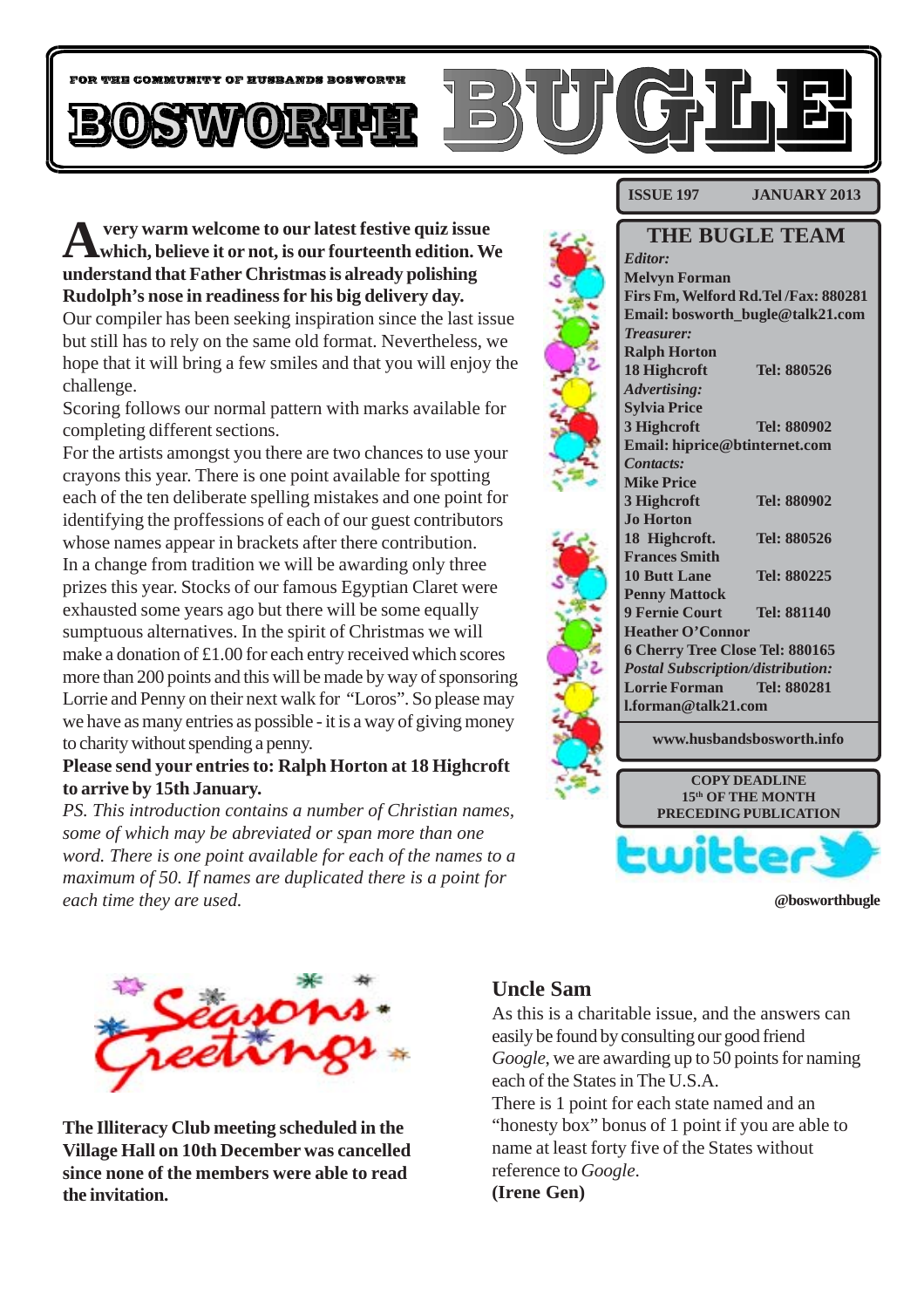FOR THE COMMUNITY OF HUSBANDS BOSWORTH

# BOSWORTH BUGLE

**ISSUE 197 JANUARY 2013**

**A very warm welcome to our latest festive quiz issue which, believe it or not, is our fourteenth edition. We understand that Father Christmas is already polishing Rudolph's nose in readiness for his big delivery day.**

Our compiler has been seeking inspiration since the last issue but still has to rely on the same old format. Nevertheless, we hope that it will bring a few smiles and that you will enjoy the challenge.

Scoring follows our normal pattern with marks available for completing different sections.

For the artists amongst you there are two chances to use your crayons this year. There is one point available for spotting each of the ten deliberate spelling mistakes and one point for identifying the proffessions of each of our guest contributors whose names appear in brackets after there contribution.

In a change from tradition we will be awarding only three prizes this year. Stocks of our famous Egyptian Claret were exhausted some years ago but there will be some equally sumptuous alternatives. In the spirit of Christmas we will make a donation of £1.00 for each entry received which scores more than 200 points and this will be made by way of sponsoring Lorrie and Penny on their next walk for "Loros". So please may we have as many entries as possible - it is a way of giving money to charity without spending a penny.

**Please send your entries to: Ralph Horton at 18 Highcroft to arrive by 15th January.**

*PS. This introduction contains a number of Christian names, some of which may be abreviated or span more than one word. There is one point available for each of the names to a maximum of 50. If names are duplicated there is a point for each time they are used.*

## THE BUGLE TEAM

*Editor:*
**Melvyn Forman**
**Firs Fm, Welford Rd. Tel /Fax: 880281**
**Email: bosworth_bugle@talk21.com**

*Treasurer:*
**Ralph Horton**
**18 Highcroft Tel: 880526**

*Advertising:*
**Sylvia Price**
**3 Highcroft Tel: 880902**
**Email: hiprice@btinternet.com**

*Contacts:*
**Mike Price**
**3 Highcroft Tel: 880902**
**Jo Horton**
**18 Highcroft. Tel: 880526**
**Frances Smith**
**10 Butt Lane Tel: 880225**
**Penny Mattock**
**9 Fernie Court Tel: 881140**
**Heather O'Connor**
**6 Cherry Tree Close Tel: 880165**

*Postal Subscription/distribution:*
**Lorrie Forman Tel: 880281**
**l.forman@talk21.com**

**www.husbandsbosworth.info**

**COPY DEADLINE**
**15th OF THE MONTH**
**PRECEDING PUBLICATION**

twitter
**@bosworthbugle**

Seasons Greetings

**The Illiteracy Club meeting scheduled in the Village Hall on 10th December was cancelled since none of the members were able to read the invitation.**

## Uncle Sam

As this is a charitable issue, and the answers can easily be found by consulting our good friend *Google*, we are awarding up to 50 points for naming each of the States in The U.S.A.

There is 1 point for each state named and an "honesty box" bonus of 1 point if you are able to name at least forty five of the States without reference to *Google*.

**(Irene Gen)**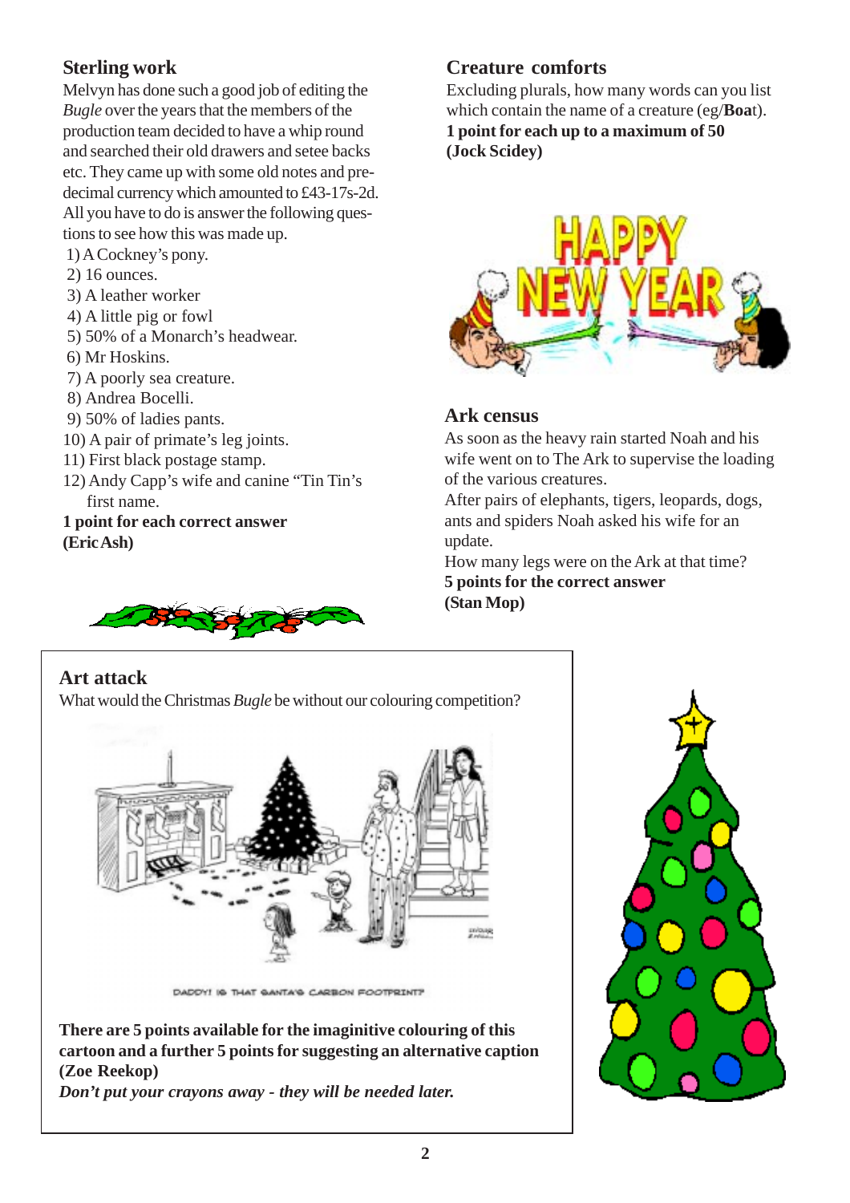## Sterling work

Melvyn has done such a good job of editing the *Bugle* over the years that the members of the production team decided to have a whip round and searched their old drawers and setee backs etc. They came up with some old notes and pre-decimal currency which amounted to £43-17s-2d. All you have to do is answer the following questions to see how this was made up.

1) A Cockney's pony.
2) 16 ounces.
3) A leather worker
4) A little pig or fowl
5) 50% of a Monarch's headwear.
6) Mr Hoskins.
7) A poorly sea creature.
8) Andrea Bocelli.
9) 50% of ladies pants.
10) A pair of primate's leg joints.
11) First black postage stamp.
12) Andy Capp's wife and canine "Tin Tin's first name.

**1 point for each correct answer**
**(Eric Ash)**

## Creature comforts

Excluding plurals, how many words can you list which contain the name of a creature (eg/**Boa**t).
**1 point for each up to a maximum of 50**
**(Jock Scidey)**

## Ark census

As soon as the heavy rain started Noah and his wife went on to The Ark to supervise the loading of the various creatures.
After pairs of elephants, tigers, leopards, dogs, ants and spiders Noah asked his wife for an update.
How many legs were on the Ark at that time?
**5 points for the correct answer**
**(Stan Mop)**

## Art attack

What would the Christmas *Bugle* be without our colouring competition?

DADDY! IS THAT SANTA'S CARBON FOOTPRINT?

**There are 5 points available for the imaginitive colouring of this cartoon and a further 5 points for suggesting an alternative caption**
**(Zoe Reekop)**
***Don't put your crayons away - they will be needed later.***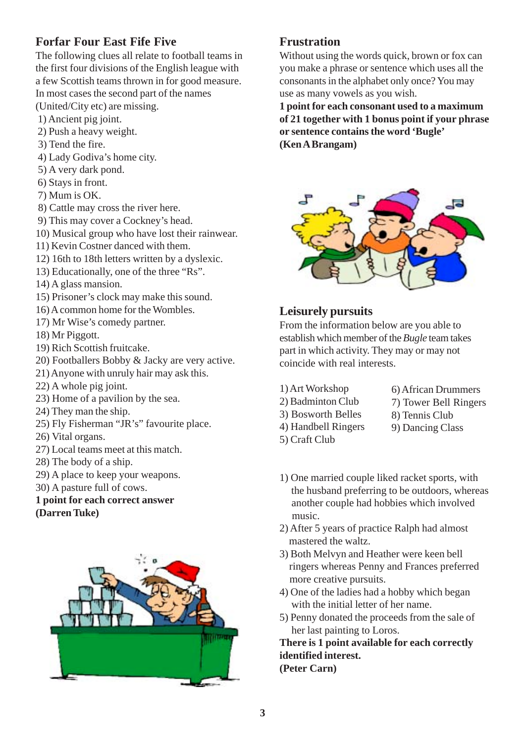## Forfar Four East Fife Five

The following clues all relate to football teams in the first four divisions of the English league with a few Scottish teams thrown in for good measure. In most cases the second part of the names (United/City etc) are missing.

1) Ancient pig joint.
2) Push a heavy weight.
3) Tend the fire.
4) Lady Godiva's home city.
5) A very dark pond.
6) Stays in front.
7) Mum is OK.
8) Cattle may cross the river here.
9) This may cover a Cockney's head.
10) Musical group who have lost their rainwear.
11) Kevin Costner danced with them.
12) 16th to 18th letters written by a dyslexic.
13) Educationally, one of the three "Rs".
14) A glass mansion.
15) Prisoner's clock may make this sound.
16) A common home for the Wombles.
17) Mr Wise's comedy partner.
18) Mr Piggott.
19) Rich Scottish fruitcake.
20) Footballers Bobby & Jacky are very active.
21) Anyone with unruly hair may ask this.
22) A whole pig joint.
23) Home of a pavilion by the sea.
24) They man the ship.
25) Fly Fisherman "JR's" favourite place.
26) Vital organs.
27) Local teams meet at this match.
28) The body of a ship.
29) A place to keep your weapons.
30) A pasture full of cows.

**1 point for each correct answer**
**(Darren Tuke)**

## Frustration

Without using the words quick, brown or fox can you make a phrase or sentence which uses all the consonants in the alphabet only once? You may use as many vowels as you wish.

**1 point for each consonant used to a maximum of 21 together with 1 bonus point if your phrase or sentence contains the word 'Bugle'**
**(Ken A Brangam)**

## Leisurely pursuits

From the information below are you able to establish which member of the *Bugle* team takes part in which activity. They may or may not coincide with real interests.

1) Art Workshop
2) Badminton Club
3) Bosworth Belles
4) Handbell Ringers
5) Craft Club
6) African Drummers
7) Tower Bell Ringers
8) Tennis Club
9) Dancing Class

1) One married couple liked racket sports, with the husband preferring to be outdoors, whereas another couple had hobbies which involved music.
2) After 5 years of practice Ralph had almost mastered the waltz.
3) Both Melvyn and Heather were keen bell ringers whereas Penny and Frances preferred more creative pursuits.
4) One of the ladies had a hobby which began with the initial letter of her name.
5) Penny donated the proceeds from the sale of her last painting to Loros.

**There is 1 point available for each correctly identified interest.**
**(Peter Carn)**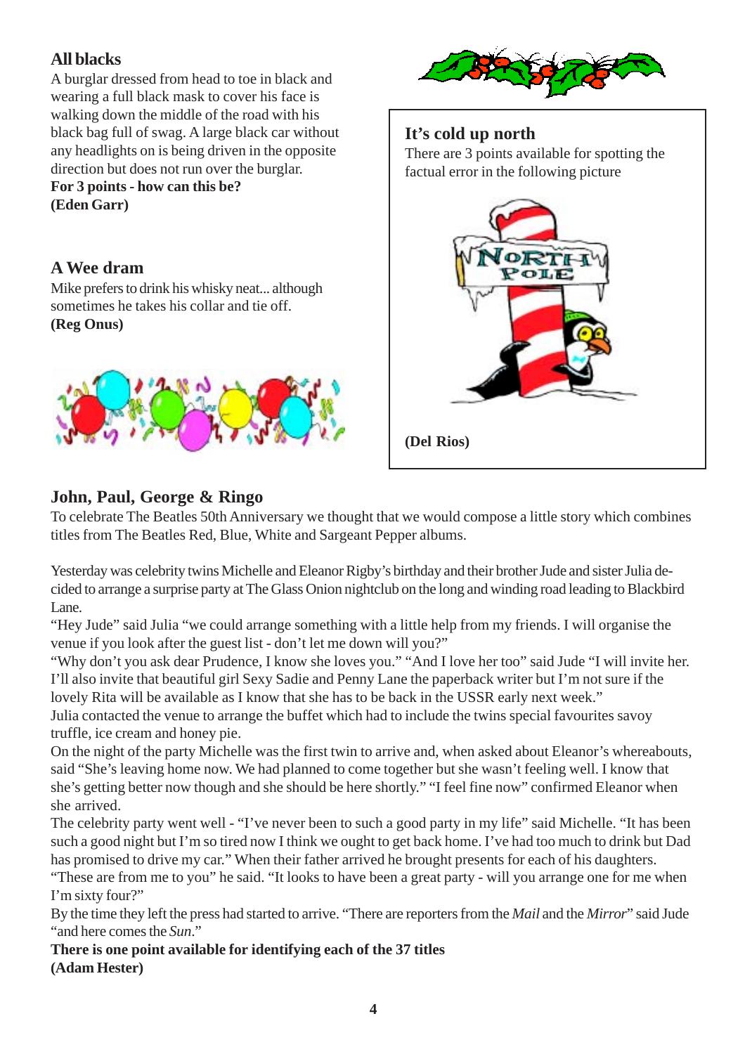## All blacks

A burglar dressed from head to toe in black and wearing a full black mask to cover his face is walking down the middle of the road with his black bag full of swag. A large black car without any headlights on is being driven in the opposite direction but does not run over the burglar.

**For 3 points - how can this be?**
**(Eden Garr)**

## A Wee dram

Mike prefers to drink his whisky neat... although sometimes he takes his collar and tie off.

**(Reg Onus)**

## It's cold up north

There are 3 points available for spotting the factual error in the following picture

**(Del Rios)**

## John, Paul, George & Ringo

To celebrate The Beatles 50th Anniversary we thought that we would compose a little story which combines titles from The Beatles Red, Blue, White and Sargeant Pepper albums.

Yesterday was celebrity twins Michelle and Eleanor Rigby's birthday and their brother Jude and sister Julia decided to arrange a surprise party at The Glass Onion nightclub on the long and winding road leading to Blackbird Lane.

"Hey Jude" said Julia "we could arrange something with a little help from my friends. I will organise the venue if you look after the guest list - don't let me down will you?"

"Why don't you ask dear Prudence, I know she loves you." "And I love her too" said Jude "I will invite her. I'll also invite that beautiful girl Sexy Sadie and Penny Lane the paperback writer but I'm not sure if the lovely Rita will be available as I know that she has to be back in the USSR early next week."

Julia contacted the venue to arrange the buffet which had to include the twins special favourites savoy truffle, ice cream and honey pie.

On the night of the party Michelle was the first twin to arrive and, when asked about Eleanor's whereabouts, said "She's leaving home now. We had planned to come together but she wasn't feeling well. I know that she's getting better now though and she should be here shortly." "I feel fine now" confirmed Eleanor when she arrived.

The celebrity party went well - "I've never been to such a good party in my life" said Michelle. "It has been such a good night but I'm so tired now I think we ought to get back home. I've had too much to drink but Dad has promised to drive my car." When their father arrived he brought presents for each of his daughters. "These are from me to you" he said. "It looks to have been a great party - will you arrange one for me when I'm sixty four?"

By the time they left the press had started to arrive. "There are reporters from the *Mail* and the *Mirror*" said Jude "and here comes the *Sun*."

**There is one point available for identifying each of the 37 titles**
**(Adam Hester)**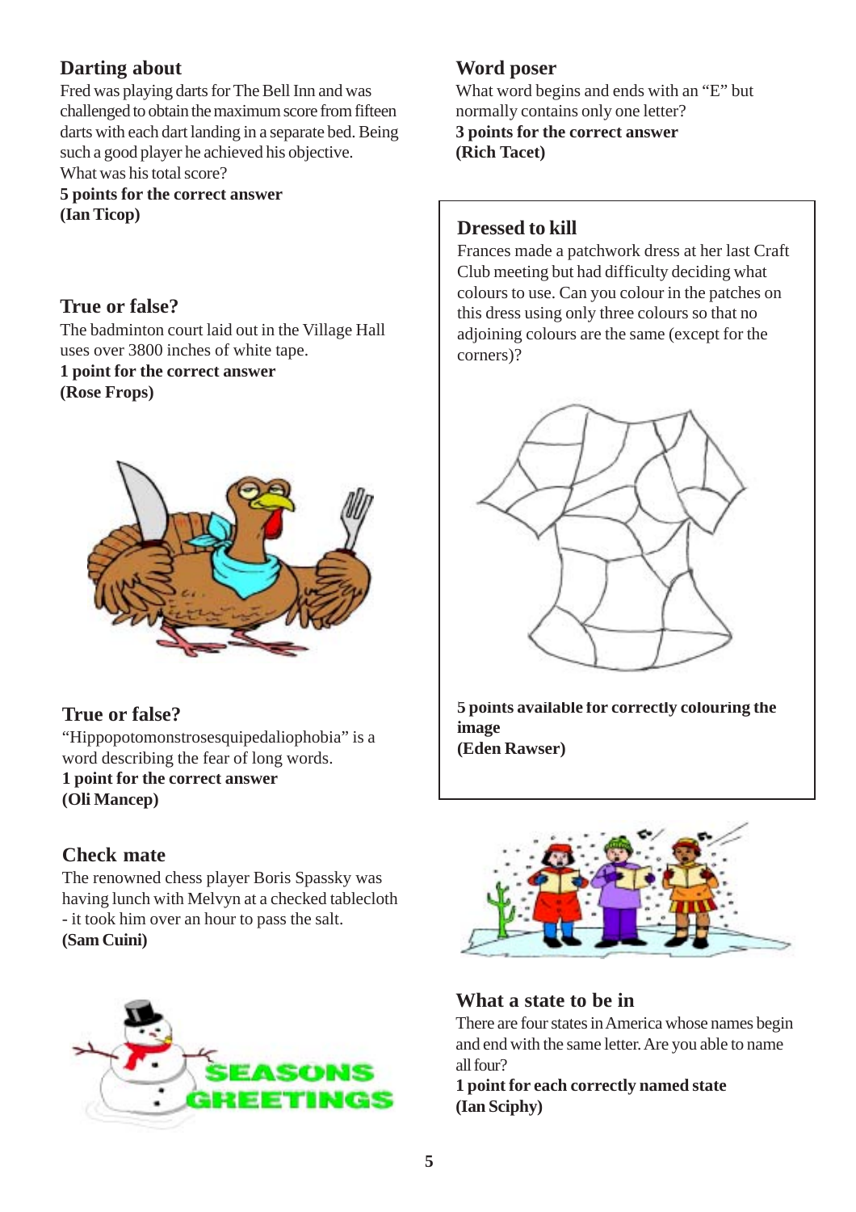## Darting about

Fred was playing darts for The Bell Inn and was challenged to obtain the maximum score from fifteen darts with each dart landing in a separate bed. Being such a good player he achieved his objective. What was his total score?

**5 points for the correct answer**
**(Ian Ticop)**

## True or false?

The badminton court laid out in the Village Hall uses over 3800 inches of white tape.

**1 point for the correct answer**
**(Rose Frops)**

## True or false?

"Hippopotomonstrosesquipedaliophobia" is a word describing the fear of long words.

**1 point for the correct answer**
**(Oli Mancep)**

## Check mate

The renowned chess player Boris Spassky was having lunch with Melvyn at a checked tablecloth - it took him over an hour to pass the salt.

**(Sam Cuini)**

SEASONS GREETINGS

## Word poser

What word begins and ends with an "E" but normally contains only one letter?

**3 points for the correct answer**
**(Rich Tacet)**

## Dressed to kill

Frances made a patchwork dress at her last Craft Club meeting but had difficulty deciding what colours to use. Can you colour in the patches on this dress using only three colours so that no adjoining colours are the same (except for the corners)?

**5 points available for correctly colouring the image**
**(Eden Rawser)**

## What a state to be in

There are four states in America whose names begin and end with the same letter. Are you able to name all four?

**1 point for each correctly named state**
**(Ian Sciphy)**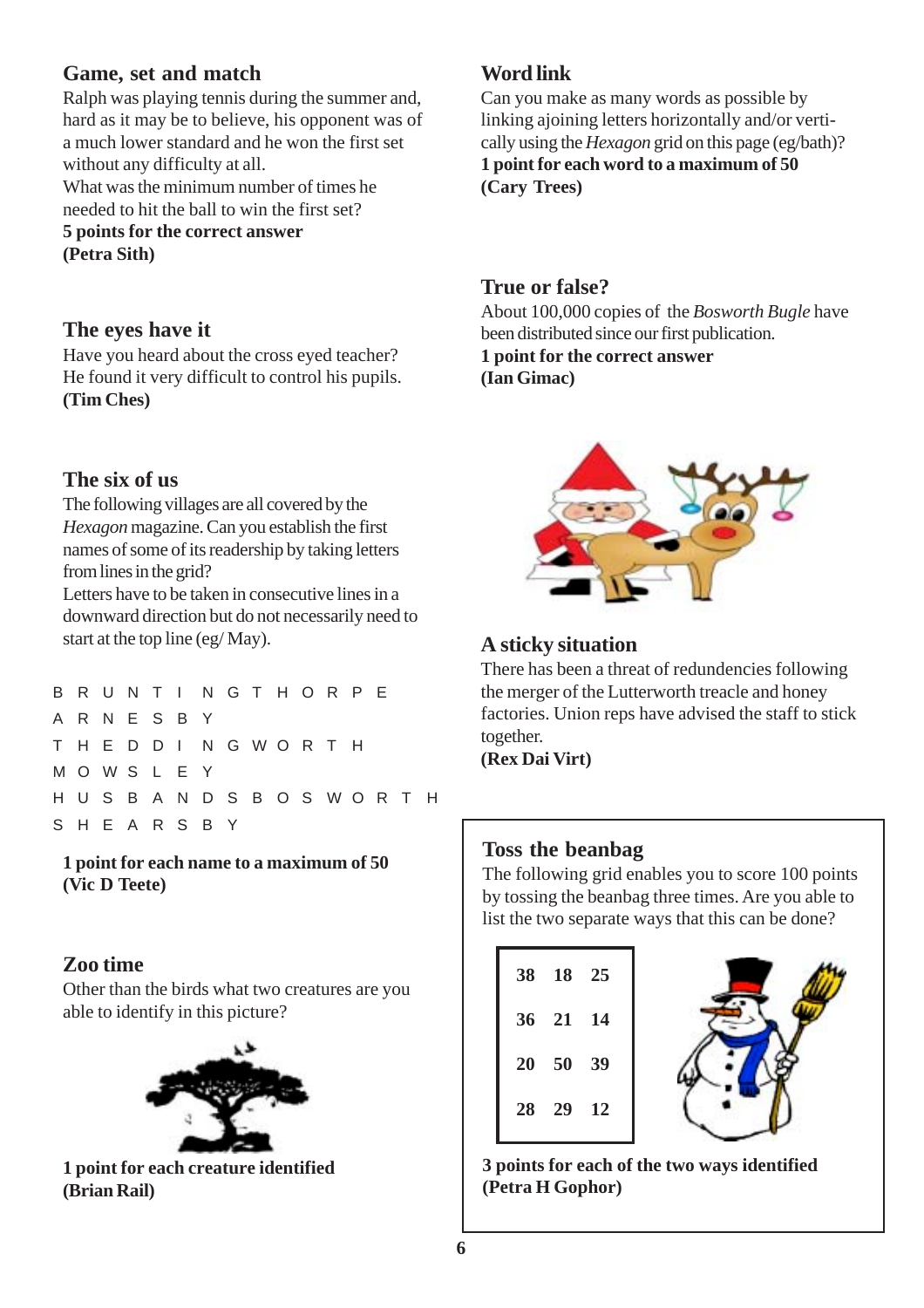## Game, set and match

Ralph was playing tennis during the summer and, hard as it may be to believe, his opponent was of a much lower standard and he won the first set without any difficulty at all.
What was the minimum number of times he needed to hit the ball to win the first set?
**5 points for the correct answer**
**(Petra Sith)**

## The eyes have it

Have you heard about the cross eyed teacher?
He found it very difficult to control his pupils.
**(Tim Ches)**

## The six of us

The following villages are all covered by the *Hexagon* magazine. Can you establish the first names of some of its readership by taking letters from lines in the grid?
Letters have to be taken in consecutive lines in a downward direction but do not necessarily need to start at the top line (eg/ May).

```
B R U N T I N G T H O R P E
A R N E S B Y
T H E D D I N G W O R T H
M O W S L E Y
H U S B A N D S B O S W O R T H
S H E A R S B Y
```

**1 point for each name to a maximum of 50**
**(Vic D Teete)**

## Zoo time

Other than the birds what two creatures are you able to identify in this picture?

**1 point for each creature identified**
**(Brian Rail)**

## Word link

Can you make as many words as possible by linking ajoining letters horizontally and/or vertically using the *Hexagon* grid on this page (eg/bath)?
**1 point for each word to a maximum of 50**
**(Cary Trees)**

## True or false?

About 100,000 copies of the *Bosworth Bugle* have been distributed since our first publication.
**1 point for the correct answer**
**(Ian Gimac)**

## A sticky situation

There has been a threat of redundencies following the merger of the Lutterworth treacle and honey factories. Union reps have advised the staff to stick together.
**(Rex Dai Virt)**

## Toss the beanbag

The following grid enables you to score 100 points by tossing the beanbag three times. Are you able to list the two separate ways that this can be done?

| | | |
|---|---|---|
| 38 | 18 | 25 |
| 36 | 21 | 14 |
| 20 | 50 | 39 |
| 28 | 29 | 12 |

**3 points for each of the two ways identified**
**(Petra H Gophor)**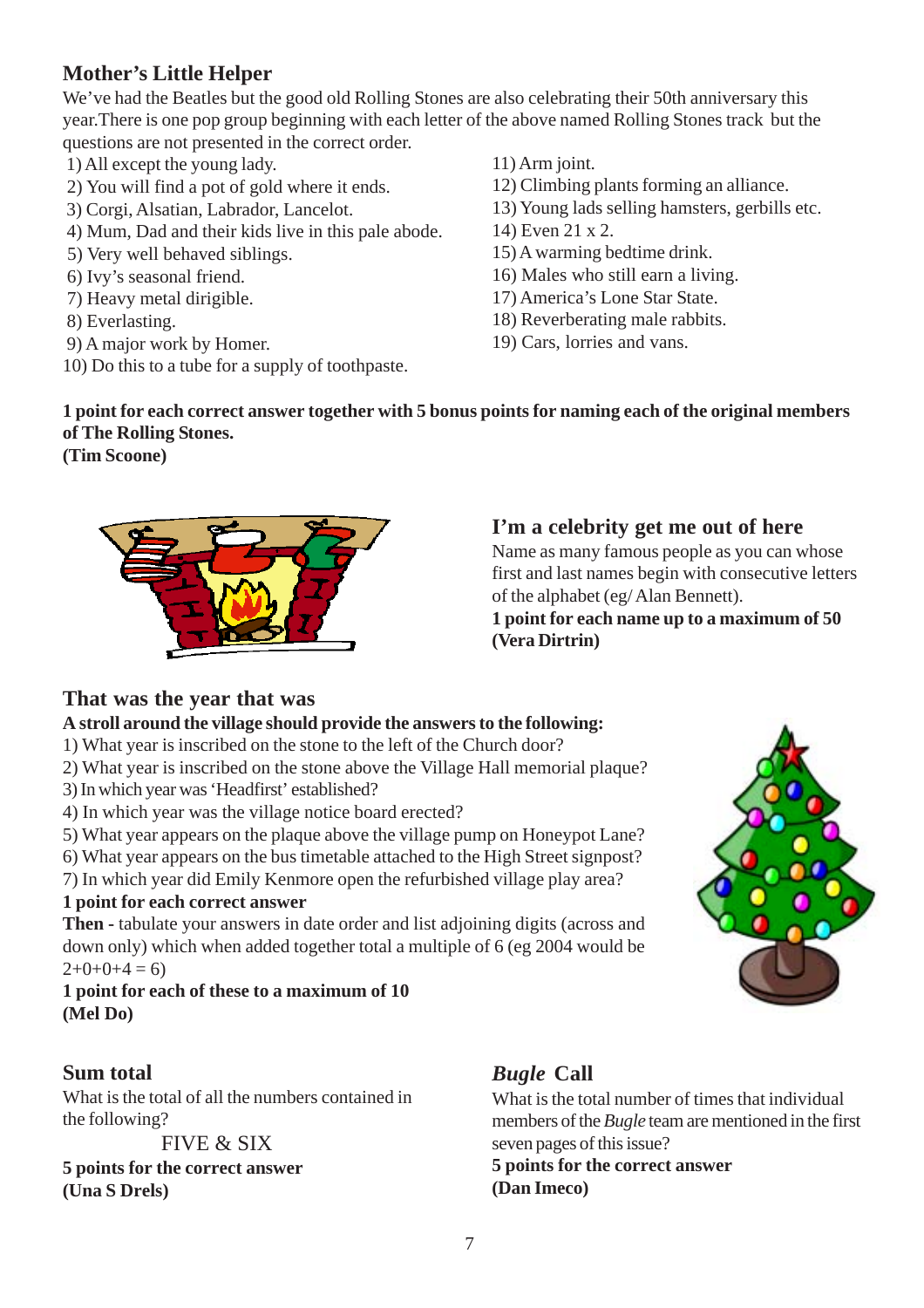## Mother's Little Helper

We've had the Beatles but the good old Rolling Stones are also celebrating their 50th anniversary this year.There is one pop group beginning with each letter of the above named Rolling Stones track but the questions are not presented in the correct order.

1) All except the young lady.
2) You will find a pot of gold where it ends.
3) Corgi, Alsatian, Labrador, Lancelot.
4) Mum, Dad and their kids live in this pale abode.
5) Very well behaved siblings.
6) Ivy's seasonal friend.
7) Heavy metal dirigible.
8) Everlasting.
9) A major work by Homer.
10) Do this to a tube for a supply of toothpaste.
11) Arm joint.
12) Climbing plants forming an alliance.
13) Young lads selling hamsters, gerbils etc.
14) Even 21 x 2.
15) A warming bedtime drink.
16) Males who still earn a living.
17) America's Lone Star State.
18) Reverberating male rabbits.
19) Cars, lorries and vans.

**1 point for each correct answer together with 5 bonus points for naming each of the original members of The Rolling Stones.**
**(Tim Scoone)**

## I'm a celebrity get me out of here

Name as many famous people as you can whose first and last names begin with consecutive letters of the alphabet (eg/ Alan Bennett).

**1 point for each name up to a maximum of 50**
**(Vera Dirtrin)**

## That was the year that was

**A stroll around the village should provide the answers to the following:**

1) What year is inscribed on the stone to the left of the Church door?
2) What year is inscribed on the stone above the Village Hall memorial plaque?
3) In which year was 'Headfirst' established?
4) In which year was the village notice board erected?
5) What year appears on the plaque above the village pump on Honeypot Lane?
6) What year appears on the bus timetable attached to the High Street signpost?
7) In which year did Emily Kenmore open the refurbished village play area?

**1 point for each correct answer**

**Then -** tabulate your answers in date order and list adjoining digits (across and down only) which when added together total a multiple of 6 (eg 2004 would be 2+0+0+4 = 6)

**1 point for each of these to a maximum of 10**
**(Mel Do)**

## Sum total

What is the total of all the numbers contained in the following?

FIVE & SIX

**5 points for the correct answer**
**(Una S Drels)**

## *Bugle* Call

What is the total number of times that individual members of the *Bugle* team are mentioned in the first seven pages of this issue?

**5 points for the correct answer**
**(Dan Imeco)**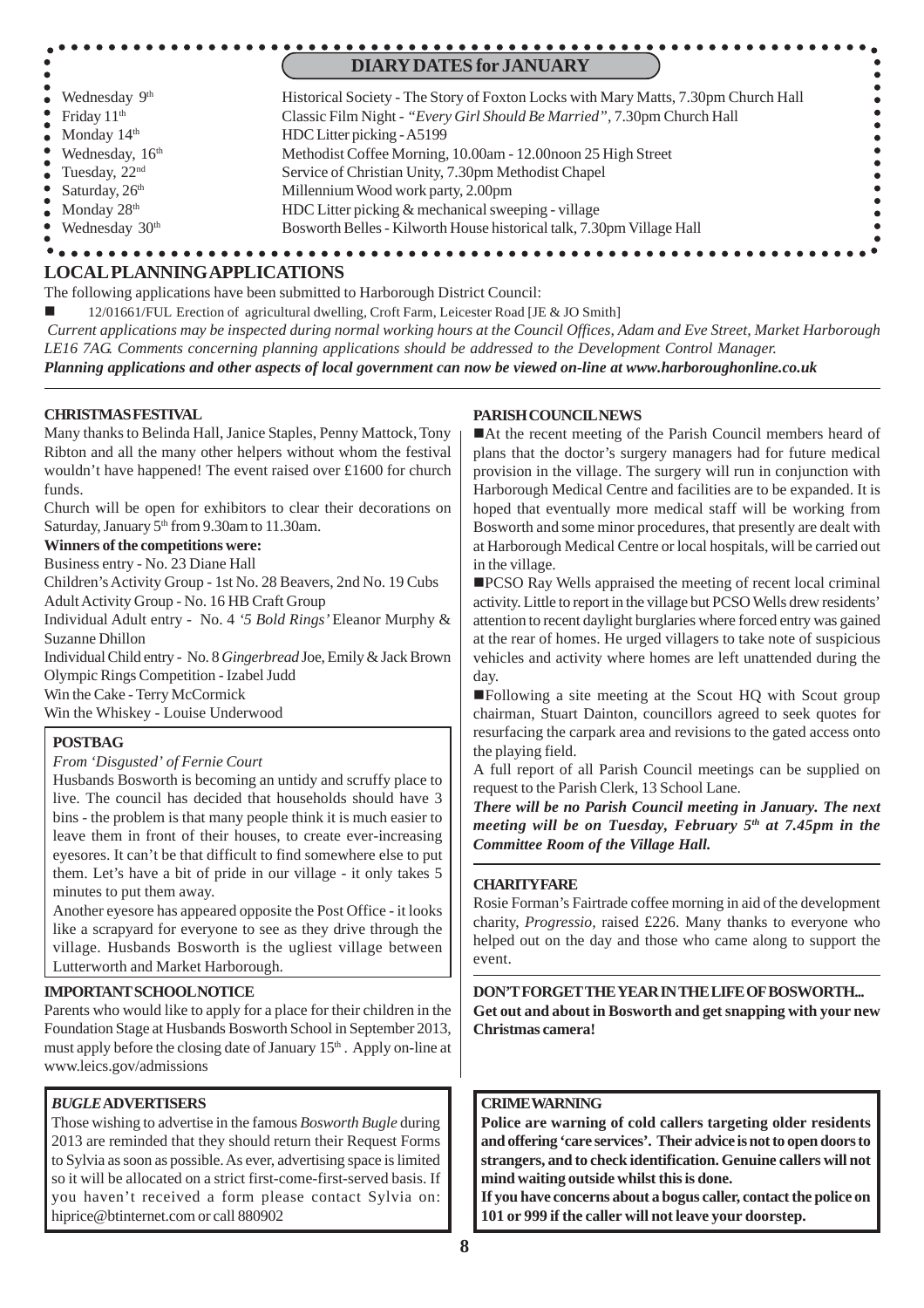## DIARY DATES for JANUARY

| | |
|---|---|
| Wednesday 9th | Historical Society - The Story of Foxton Locks with Mary Matts, 7.30pm Church Hall |
| Friday 11th | Classic Film Night - *"Every Girl Should Be Married"*, 7.30pm Church Hall |
| Monday 14th | HDC Litter picking - A5199 |
| Wednesday, 16th | Methodist Coffee Morning, 10.00am - 12.00noon 25 High Street |
| Tuesday, 22nd | Service of Christian Unity, 7.30pm Methodist Chapel |
| Saturday, 26th | Millennium Wood work party, 2.00pm |
| Monday 28th | HDC Litter picking & mechanical sweeping - village |
| Wednesday 30th | Bosworth Belles - Kilworth House historical talk, 7.30pm Village Hall |

## LOCAL PLANNING APPLICATIONS

The following applications have been submitted to Harborough District Council:

- 12/01661/FUL Erection of agricultural dwelling, Croft Farm, Leicester Road [JE & JO Smith]

*Current applications may be inspected during normal working hours at the Council Offices, Adam and Eve Street, Market Harborough LE16 7AG. Comments concerning planning applications should be addressed to the Development Control Manager.*

***Planning applications and other aspects of local government can now be viewed on-line at www.harboroughonline.co.uk***

### CHRISTMAS FESTIVAL

Many thanks to Belinda Hall, Janice Staples, Penny Mattock, Tony Ribton and all the many other helpers without whom the festival wouldn't have happened! The event raised over £1600 for church funds.

Church will be open for exhibitors to clear their decorations on Saturday, January 5th from 9.30am to 11.30am.

**Winners of the competitions were:**

Business entry - No. 23 Diane Hall
Children's Activity Group - 1st No. 28 Beavers, 2nd No. 19 Cubs
Adult Activity Group - No. 16 HB Craft Group
Individual Adult entry - No. 4 *'5 Bold Rings'* Eleanor Murphy & Suzanne Dhillon
Individual Child entry - No. 8 *Gingerbread* Joe, Emily & Jack Brown
Olympic Rings Competition - Izabel Judd
Win the Cake - Terry McCormick
Win the Whiskey - Louise Underwood

### POSTBAG

*From 'Disgusted' of Fernie Court*

Husbands Bosworth is becoming an untidy and scruffy place to live. The council has decided that households should have 3 bins - the problem is that many people think it is much easier to leave them in front of their houses, to create ever-increasing eyesores. It can't be that difficult to find somewhere else to put them. Let's have a bit of pride in our village - it only takes 5 minutes to put them away.

Another eyesore has appeared opposite the Post Office - it looks like a scrapyard for everyone to see as they drive through the village. Husbands Bosworth is the ugliest village between Lutterworth and Market Harborough.

### IMPORTANT SCHOOL NOTICE

Parents who would like to apply for a place for their children in the Foundation Stage at Husbands Bosworth School in September 2013, must apply before the closing date of January 15th. Apply on-line at www.leics.gov/admissions

### *BUGLE* ADVERTISERS

Those wishing to advertise in the famous *Bosworth Bugle* during 2013 are reminded that they should return their Request Forms to Sylvia as soon as possible. As ever, advertising space is limited so it will be allocated on a strict first-come-first-served basis. If you haven't received a form please contact Sylvia on: hiprice@btinternet.com or call 880902

### PARISH COUNCIL NEWS

- At the recent meeting of the Parish Council members heard of plans that the doctor's surgery managers had for future medical provision in the village. The surgery will run in conjunction with Harborough Medical Centre and facilities are to be expanded. It is hoped that eventually more medical staff will be working from Bosworth and some minor procedures, that presently are dealt with at Harborough Medical Centre or local hospitals, will be carried out in the village.
- PCSO Ray Wells appraised the meeting of recent local criminal activity. Little to report in the village but PCSO Wells drew residents' attention to recent daylight burglaries where forced entry was gained at the rear of homes. He urged villagers to take note of suspicious vehicles and activity where homes are left unattended during the day.
- Following a site meeting at the Scout HQ with Scout group chairman, Stuart Dainton, councillors agreed to seek quotes for resurfacing the carpark area and revisions to the gated access onto the playing field.

A full report of all Parish Council meetings can be supplied on request to the Parish Clerk, 13 School Lane.

***There will be no Parish Council meeting in January. The next meeting will be on Tuesday, February 5th at 7.45pm in the Committee Room of the Village Hall.***

### CHARITY FARE

Rosie Forman's Fairtrade coffee morning in aid of the development charity, *Progressio,* raised £226. Many thanks to everyone who helped out on the day and those who came along to support the event.

### DON'T FORGET THE YEAR IN THE LIFE OF BOSWORTH...

**Get out and about in Bosworth and get snapping with your new Christmas camera!**

### CRIME WARNING

**Police are warning of cold callers targeting older residents and offering 'care services'. Their advice is not to open doors to strangers, and to check identification. Genuine callers will not mind waiting outside whilst this is done.**

**If you have concerns about a bogus caller, contact the police on 101 or 999 if the caller will not leave your doorstep.**